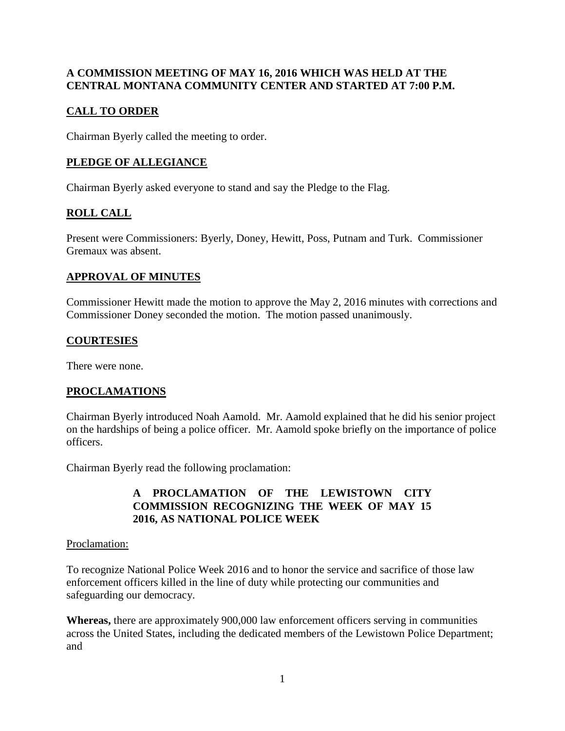**A COMMISSION MEETING OF MAY 16, 2016 WHICH WAS HELD AT THE CENTRAL MONTANA COMMUNITY CENTER AND STARTED AT 7:00 P.M.**

## CALL TO ORDER

Chairman Byerly called the meeting to order.

## PLEDGE OF ALLEGIANCE

Chairman Byerly asked everyone to stand and say the Pledge to the Flag.

## ROLL CALL

Present were Commissioners: Byerly, Doney, Hewitt, Poss, Putnam and Turk. Commissioner Gremaux was absent.

## APPROVAL OF MINUTES

Commissioner Hewitt made the motion to approve the May 2, 2016 minutes with corrections and Commissioner Doney seconded the motion. The motion passed unanimously.

## COURTESIES

There were none.

## PROCLAMATIONS

Chairman Byerly introduced Noah Aamold. Mr. Aamold explained that he did his senior project on the hardships of being a police officer. Mr. Aamold spoke briefly on the importance of police officers.

Chairman Byerly read the following proclamation:

**A PROCLAMATION OF THE LEWISTOWN CITY COMMISSION RECOGNIZING THE WEEK OF MAY 15 2016, AS NATIONAL POLICE WEEK**

Proclamation:

To recognize National Police Week 2016 and to honor the service and sacrifice of those law enforcement officers killed in the line of duty while protecting our communities and safeguarding our democracy.

**Whereas,** there are approximately 900,000 law enforcement officers serving in communities across the United States, including the dedicated members of the Lewistown Police Department; and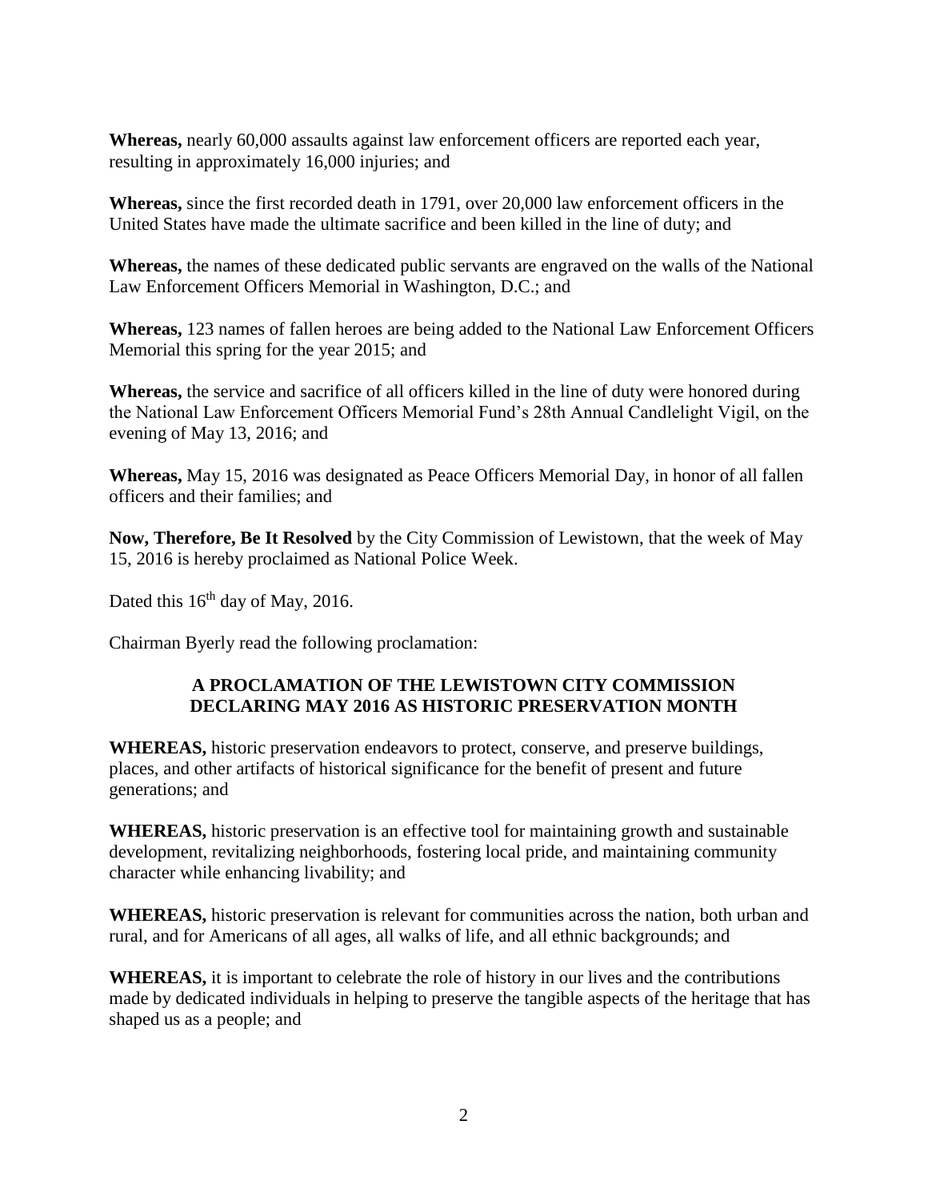**Whereas,** nearly 60,000 assaults against law enforcement officers are reported each year, resulting in approximately 16,000 injuries; and

**Whereas,** since the first recorded death in 1791, over 20,000 law enforcement officers in the United States have made the ultimate sacrifice and been killed in the line of duty; and

**Whereas,** the names of these dedicated public servants are engraved on the walls of the National Law Enforcement Officers Memorial in Washington, D.C.; and

**Whereas,** 123 names of fallen heroes are being added to the National Law Enforcement Officers Memorial this spring for the year 2015; and

**Whereas,** the service and sacrifice of all officers killed in the line of duty were honored during the National Law Enforcement Officers Memorial Fund's 28th Annual Candlelight Vigil, on the evening of May 13, 2016; and

**Whereas,** May 15, 2016 was designated as Peace Officers Memorial Day, in honor of all fallen officers and their families; and

**Now, Therefore, Be It Resolved** by the City Commission of Lewistown, that the week of May 15, 2016 is hereby proclaimed as National Police Week.

Dated this 16th day of May, 2016.

Chairman Byerly read the following proclamation:

**A PROCLAMATION OF THE LEWISTOWN CITY COMMISSION DECLARING MAY 2016 AS HISTORIC PRESERVATION MONTH**

**WHEREAS,** historic preservation endeavors to protect, conserve, and preserve buildings, places, and other artifacts of historical significance for the benefit of present and future generations; and

**WHEREAS,** historic preservation is an effective tool for maintaining growth and sustainable development, revitalizing neighborhoods, fostering local pride, and maintaining community character while enhancing livability; and

**WHEREAS,** historic preservation is relevant for communities across the nation, both urban and rural, and for Americans of all ages, all walks of life, and all ethnic backgrounds; and

**WHEREAS,** it is important to celebrate the role of history in our lives and the contributions made by dedicated individuals in helping to preserve the tangible aspects of the heritage that has shaped us as a people; and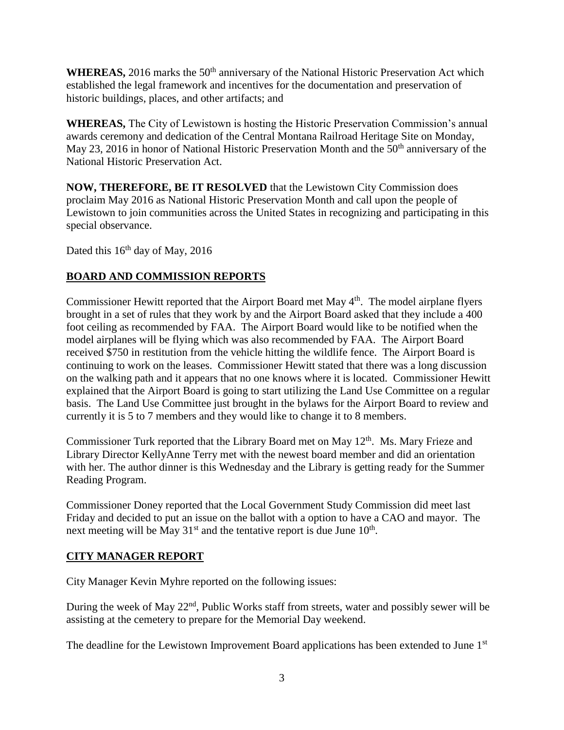**WHEREAS,** 2016 marks the 50th anniversary of the National Historic Preservation Act which established the legal framework and incentives for the documentation and preservation of historic buildings, places, and other artifacts; and

**WHEREAS,** The City of Lewistown is hosting the Historic Preservation Commission's annual awards ceremony and dedication of the Central Montana Railroad Heritage Site on Monday, May 23, 2016 in honor of National Historic Preservation Month and the 50th anniversary of the National Historic Preservation Act.

**NOW, THEREFORE, BE IT RESOLVED** that the Lewistown City Commission does proclaim May 2016 as National Historic Preservation Month and call upon the people of Lewistown to join communities across the United States in recognizing and participating in this special observance.

Dated this 16th day of May, 2016

## BOARD AND COMMISSION REPORTS

Commissioner Hewitt reported that the Airport Board met May 4th. The model airplane flyers brought in a set of rules that they work by and the Airport Board asked that they include a 400 foot ceiling as recommended by FAA. The Airport Board would like to be notified when the model airplanes will be flying which was also recommended by FAA. The Airport Board received $750 in restitution from the vehicle hitting the wildlife fence. The Airport Board is continuing to work on the leases. Commissioner Hewitt stated that there was a long discussion on the walking path and it appears that no one knows where it is located. Commissioner Hewitt explained that the Airport Board is going to start utilizing the Land Use Committee on a regular basis. The Land Use Committee just brought in the bylaws for the Airport Board to review and currently it is 5 to 7 members and they would like to change it to 8 members.

Commissioner Turk reported that the Library Board met on May 12th. Ms. Mary Frieze and Library Director KellyAnne Terry met with the newest board member and did an orientation with her. The author dinner is this Wednesday and the Library is getting ready for the Summer Reading Program.

Commissioner Doney reported that the Local Government Study Commission did meet last Friday and decided to put an issue on the ballot with a option to have a CAO and mayor. The next meeting will be May 31st and the tentative report is due June 10th.

## CITY MANAGER REPORT

City Manager Kevin Myhre reported on the following issues:

During the week of May 22nd, Public Works staff from streets, water and possibly sewer will be assisting at the cemetery to prepare for the Memorial Day weekend.

The deadline for the Lewistown Improvement Board applications has been extended to June 1st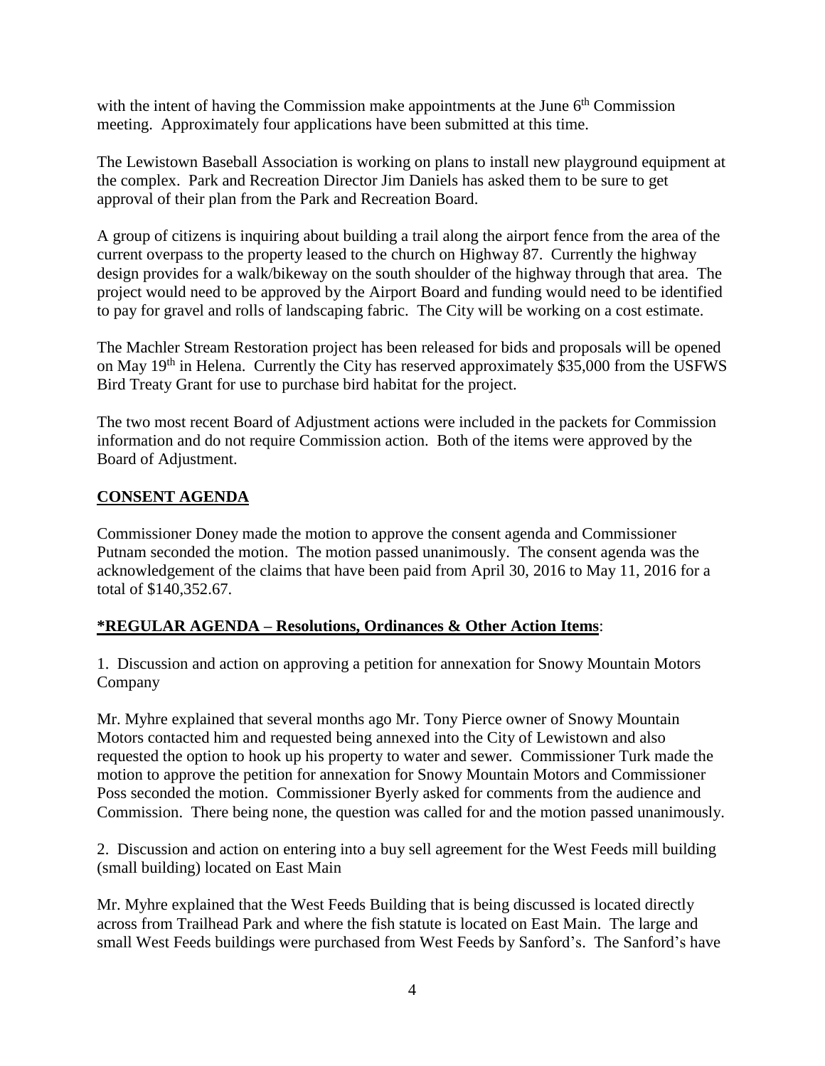with the intent of having the Commission make appointments at the June 6th Commission meeting. Approximately four applications have been submitted at this time.

The Lewistown Baseball Association is working on plans to install new playground equipment at the complex. Park and Recreation Director Jim Daniels has asked them to be sure to get approval of their plan from the Park and Recreation Board.

A group of citizens is inquiring about building a trail along the airport fence from the area of the current overpass to the property leased to the church on Highway 87. Currently the highway design provides for a walk/bikeway on the south shoulder of the highway through that area. The project would need to be approved by the Airport Board and funding would need to be identified to pay for gravel and rolls of landscaping fabric. The City will be working on a cost estimate.

The Machler Stream Restoration project has been released for bids and proposals will be opened on May 19th in Helena. Currently the City has reserved approximately $35,000 from the USFWS Bird Treaty Grant for use to purchase bird habitat for the project.

The two most recent Board of Adjustment actions were included in the packets for Commission information and do not require Commission action. Both of the items were approved by the Board of Adjustment.

## CONSENT AGENDA

Commissioner Doney made the motion to approve the consent agenda and Commissioner Putnam seconded the motion. The motion passed unanimously. The consent agenda was the acknowledgement of the claims that have been paid from April 30, 2016 to May 11, 2016 for a total of $140,352.67.

## *REGULAR AGENDA – Resolutions, Ordinances & Other Action Items:

1. Discussion and action on approving a petition for annexation for Snowy Mountain Motors Company

Mr. Myhre explained that several months ago Mr. Tony Pierce owner of Snowy Mountain Motors contacted him and requested being annexed into the City of Lewistown and also requested the option to hook up his property to water and sewer. Commissioner Turk made the motion to approve the petition for annexation for Snowy Mountain Motors and Commissioner Poss seconded the motion. Commissioner Byerly asked for comments from the audience and Commission. There being none, the question was called for and the motion passed unanimously.

2. Discussion and action on entering into a buy sell agreement for the West Feeds mill building (small building) located on East Main

Mr. Myhre explained that the West Feeds Building that is being discussed is located directly across from Trailhead Park and where the fish statute is located on East Main. The large and small West Feeds buildings were purchased from West Feeds by Sanford's. The Sanford's have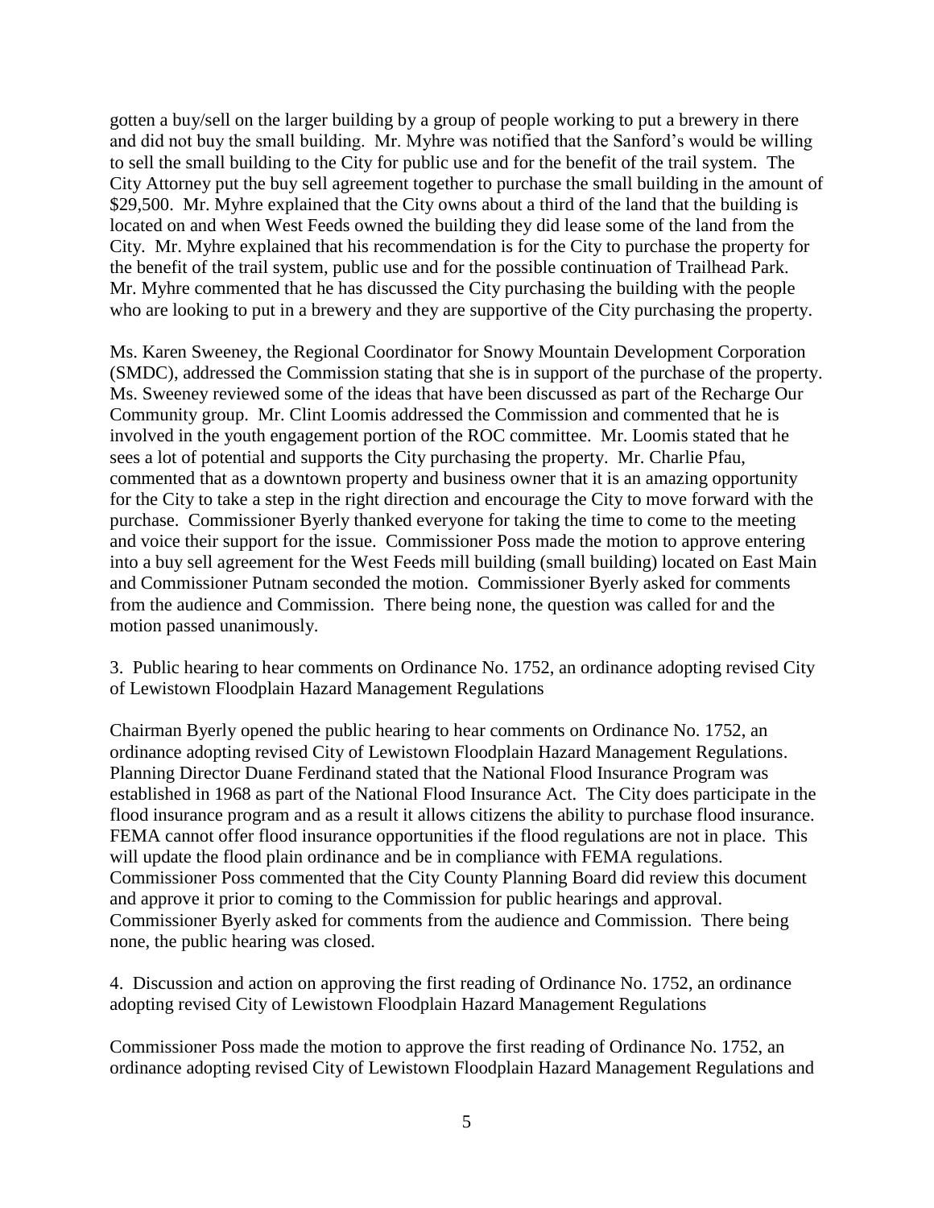gotten a buy/sell on the larger building by a group of people working to put a brewery in there and did not buy the small building. Mr. Myhre was notified that the Sanford's would be willing to sell the small building to the City for public use and for the benefit of the trail system. The City Attorney put the buy sell agreement together to purchase the small building in the amount of $29,500. Mr. Myhre explained that the City owns about a third of the land that the building is located on and when West Feeds owned the building they did lease some of the land from the City. Mr. Myhre explained that his recommendation is for the City to purchase the property for the benefit of the trail system, public use and for the possible continuation of Trailhead Park. Mr. Myhre commented that he has discussed the City purchasing the building with the people who are looking to put in a brewery and they are supportive of the City purchasing the property.

Ms. Karen Sweeney, the Regional Coordinator for Snowy Mountain Development Corporation (SMDC), addressed the Commission stating that she is in support of the purchase of the property. Ms. Sweeney reviewed some of the ideas that have been discussed as part of the Recharge Our Community group. Mr. Clint Loomis addressed the Commission and commented that he is involved in the youth engagement portion of the ROC committee. Mr. Loomis stated that he sees a lot of potential and supports the City purchasing the property. Mr. Charlie Pfau, commented that as a downtown property and business owner that it is an amazing opportunity for the City to take a step in the right direction and encourage the City to move forward with the purchase. Commissioner Byerly thanked everyone for taking the time to come to the meeting and voice their support for the issue. Commissioner Poss made the motion to approve entering into a buy sell agreement for the West Feeds mill building (small building) located on East Main and Commissioner Putnam seconded the motion. Commissioner Byerly asked for comments from the audience and Commission. There being none, the question was called for and the motion passed unanimously.

3. Public hearing to hear comments on Ordinance No. 1752, an ordinance adopting revised City of Lewistown Floodplain Hazard Management Regulations

Chairman Byerly opened the public hearing to hear comments on Ordinance No. 1752, an ordinance adopting revised City of Lewistown Floodplain Hazard Management Regulations. Planning Director Duane Ferdinand stated that the National Flood Insurance Program was established in 1968 as part of the National Flood Insurance Act. The City does participate in the flood insurance program and as a result it allows citizens the ability to purchase flood insurance. FEMA cannot offer flood insurance opportunities if the flood regulations are not in place. This will update the flood plain ordinance and be in compliance with FEMA regulations. Commissioner Poss commented that the City County Planning Board did review this document and approve it prior to coming to the Commission for public hearings and approval. Commissioner Byerly asked for comments from the audience and Commission. There being none, the public hearing was closed.

4. Discussion and action on approving the first reading of Ordinance No. 1752, an ordinance adopting revised City of Lewistown Floodplain Hazard Management Regulations

Commissioner Poss made the motion to approve the first reading of Ordinance No. 1752, an ordinance adopting revised City of Lewistown Floodplain Hazard Management Regulations and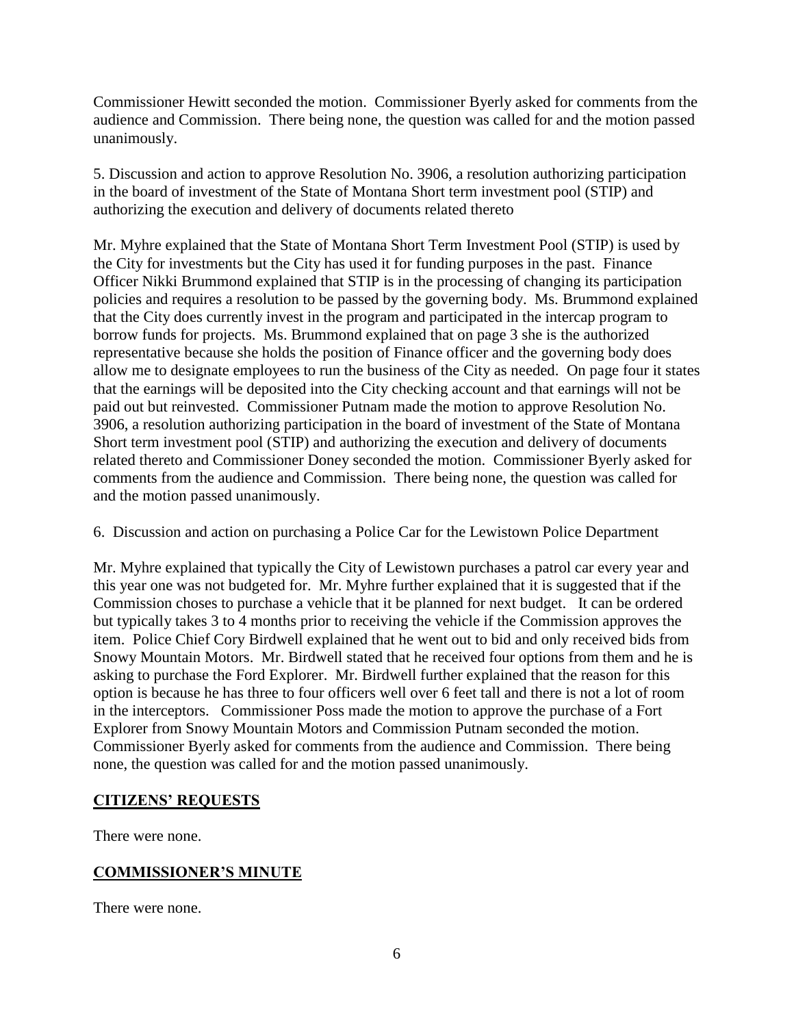Commissioner Hewitt seconded the motion. Commissioner Byerly asked for comments from the audience and Commission. There being none, the question was called for and the motion passed unanimously.

5. Discussion and action to approve Resolution No. 3906, a resolution authorizing participation in the board of investment of the State of Montana Short term investment pool (STIP) and authorizing the execution and delivery of documents related thereto

Mr. Myhre explained that the State of Montana Short Term Investment Pool (STIP) is used by the City for investments but the City has used it for funding purposes in the past. Finance Officer Nikki Brummond explained that STIP is in the processing of changing its participation policies and requires a resolution to be passed by the governing body. Ms. Brummond explained that the City does currently invest in the program and participated in the intercap program to borrow funds for projects. Ms. Brummond explained that on page 3 she is the authorized representative because she holds the position of Finance officer and the governing body does allow me to designate employees to run the business of the City as needed. On page four it states that the earnings will be deposited into the City checking account and that earnings will not be paid out but reinvested. Commissioner Putnam made the motion to approve Resolution No. 3906, a resolution authorizing participation in the board of investment of the State of Montana Short term investment pool (STIP) and authorizing the execution and delivery of documents related thereto and Commissioner Doney seconded the motion. Commissioner Byerly asked for comments from the audience and Commission. There being none, the question was called for and the motion passed unanimously.

6. Discussion and action on purchasing a Police Car for the Lewistown Police Department

Mr. Myhre explained that typically the City of Lewistown purchases a patrol car every year and this year one was not budgeted for. Mr. Myhre further explained that it is suggested that if the Commission choses to purchase a vehicle that it be planned for next budget. It can be ordered but typically takes 3 to 4 months prior to receiving the vehicle if the Commission approves the item. Police Chief Cory Birdwell explained that he went out to bid and only received bids from Snowy Mountain Motors. Mr. Birdwell stated that he received four options from them and he is asking to purchase the Ford Explorer. Mr. Birdwell further explained that the reason for this option is because he has three to four officers well over 6 feet tall and there is not a lot of room in the interceptors. Commissioner Poss made the motion to approve the purchase of a Fort Explorer from Snowy Mountain Motors and Commission Putnam seconded the motion. Commissioner Byerly asked for comments from the audience and Commission. There being none, the question was called for and the motion passed unanimously.

## **CITIZENS' REQUESTS**

There were none.

## **COMMISSIONER'S MINUTE**

There were none.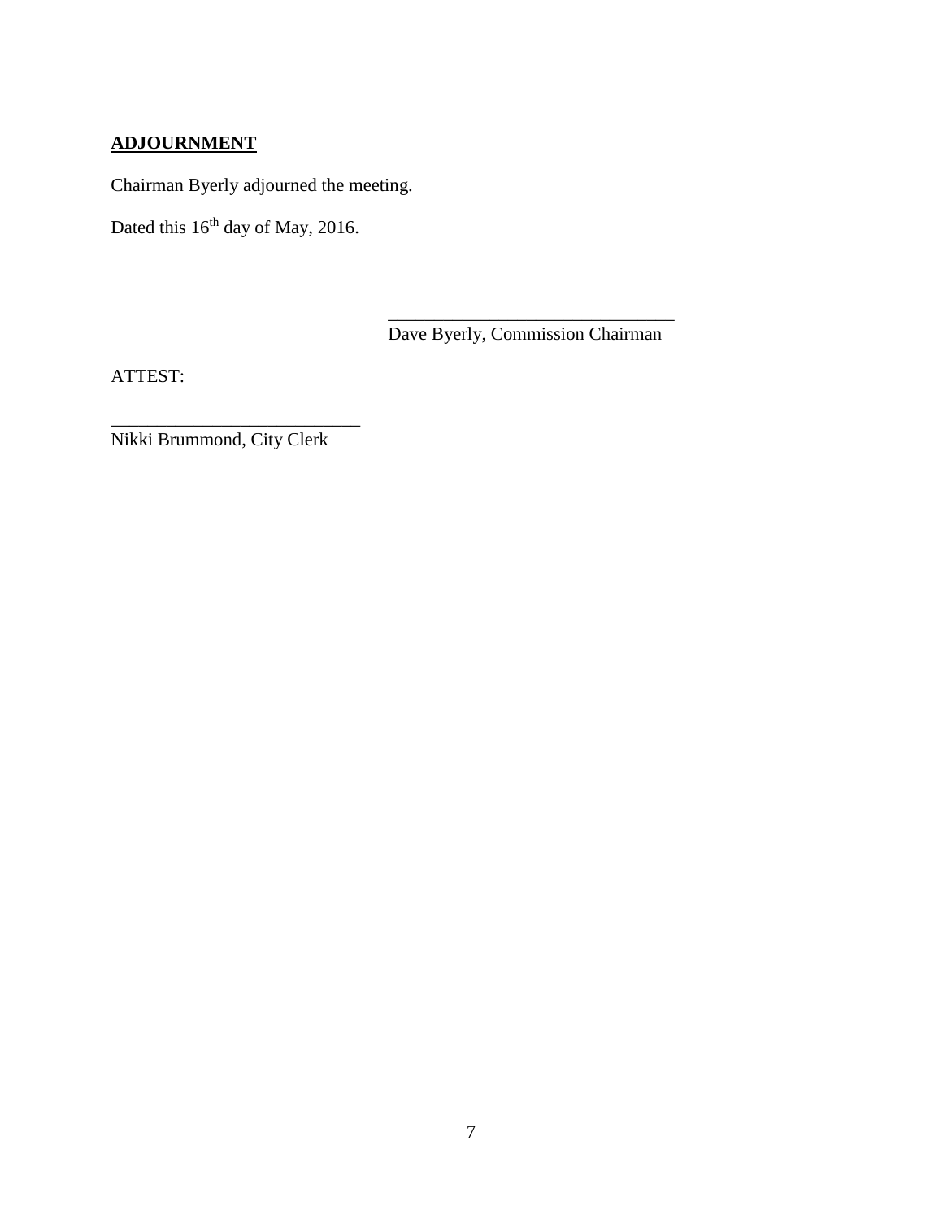**ADJOURNMENT**

Chairman Byerly adjourned the meeting.

Dated this 16th day of May, 2016.

\_\_\_\_\_\_\_\_\_\_\_\_\_\_\_\_\_\_\_\_\_\_\_\_\_\_\_\_\_\_\_\_
Dave Byerly, Commission Chairman

ATTEST:

\_\_\_\_\_\_\_\_\_\_\_\_\_\_\_\_\_\_\_\_\_\_\_\_\_\_\_\_
Nikki Brummond, City Clerk